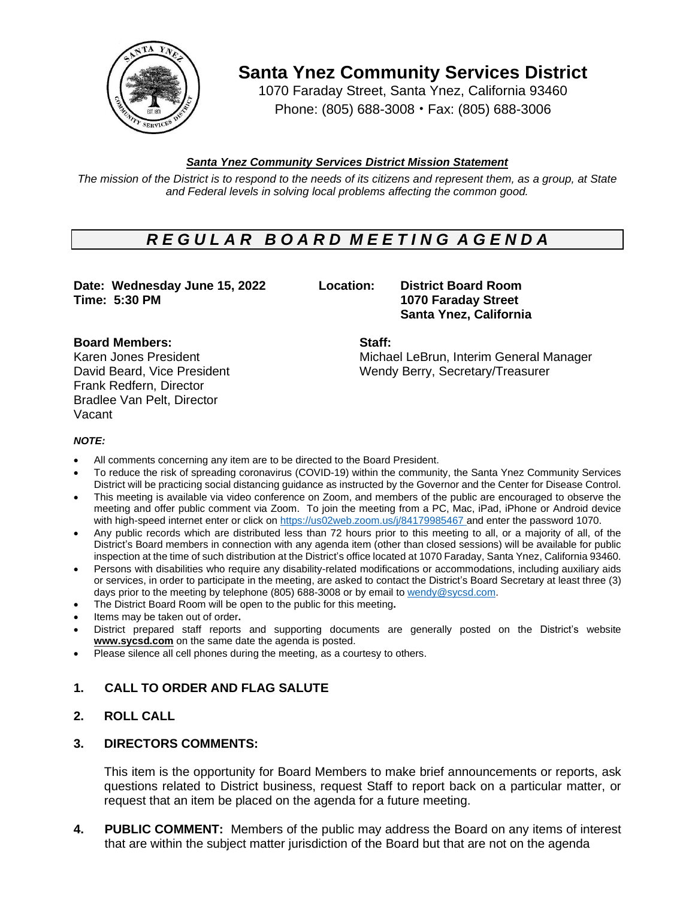# Santa Ynez Community Services District

1070 Faraday Street, Santa Ynez, California 93460
Phone: (805) 688-3008 • Fax: (805) 688-3006

***Santa Ynez Community Services District Mission Statement***

*The mission of the District is to respond to the needs of its citizens and represent them, as a group, at State and Federal levels in solving local problems affecting the common good.*

## *R E G U L A R   B O A R D   M E E T I N G   A G E N D A*

**Date: Wednesday June 15, 2022**
**Time: 5:30 PM**

**Location: District Board Room**
**1070 Faraday Street**
**Santa Ynez, California**

**Board Members:**
Karen Jones President
David Beard, Vice President
Frank Redfern, Director
Bradlee Van Pelt, Director
Vacant

**Staff:**
Michael LeBrun, Interim General Manager
Wendy Berry, Secretary/Treasurer

***NOTE:***

- All comments concerning any item are to be directed to the Board President.
- To reduce the risk of spreading coronavirus (COVID-19) within the community, the Santa Ynez Community Services District will be practicing social distancing guidance as instructed by the Governor and the Center for Disease Control.
- This meeting is available via video conference on Zoom, and members of the public are encouraged to observe the meeting and offer public comment via Zoom. To join the meeting from a PC, Mac, iPad, iPhone or Android device with high-speed internet enter or click on https://us02web.zoom.us/j/84179985467 and enter the password 1070.
- Any public records which are distributed less than 72 hours prior to this meeting to all, or a majority of all, of the District's Board members in connection with any agenda item (other than closed sessions) will be available for public inspection at the time of such distribution at the District's office located at 1070 Faraday, Santa Ynez, California 93460.
- Persons with disabilities who require any disability-related modifications or accommodations, including auxiliary aids or services, in order to participate in the meeting, are asked to contact the District's Board Secretary at least three (3) days prior to the meeting by telephone (805) 688-3008 or by email to wendy@sycsd.com.
- The District Board Room will be open to the public for this meeting**.**
- Items may be taken out of order**.**
- District prepared staff reports and supporting documents are generally posted on the District's website **www.sycsd.com** on the same date the agenda is posted.
- Please silence all cell phones during the meeting, as a courtesy to others.

**1. CALL TO ORDER AND FLAG SALUTE**

**2. ROLL CALL**

**3. DIRECTORS COMMENTS:**

This item is the opportunity for Board Members to make brief announcements or reports, ask questions related to District business, request Staff to report back on a particular matter, or request that an item be placed on the agenda for a future meeting.

**4. PUBLIC COMMENT:** Members of the public may address the Board on any items of interest that are within the subject matter jurisdiction of the Board but that are not on the agenda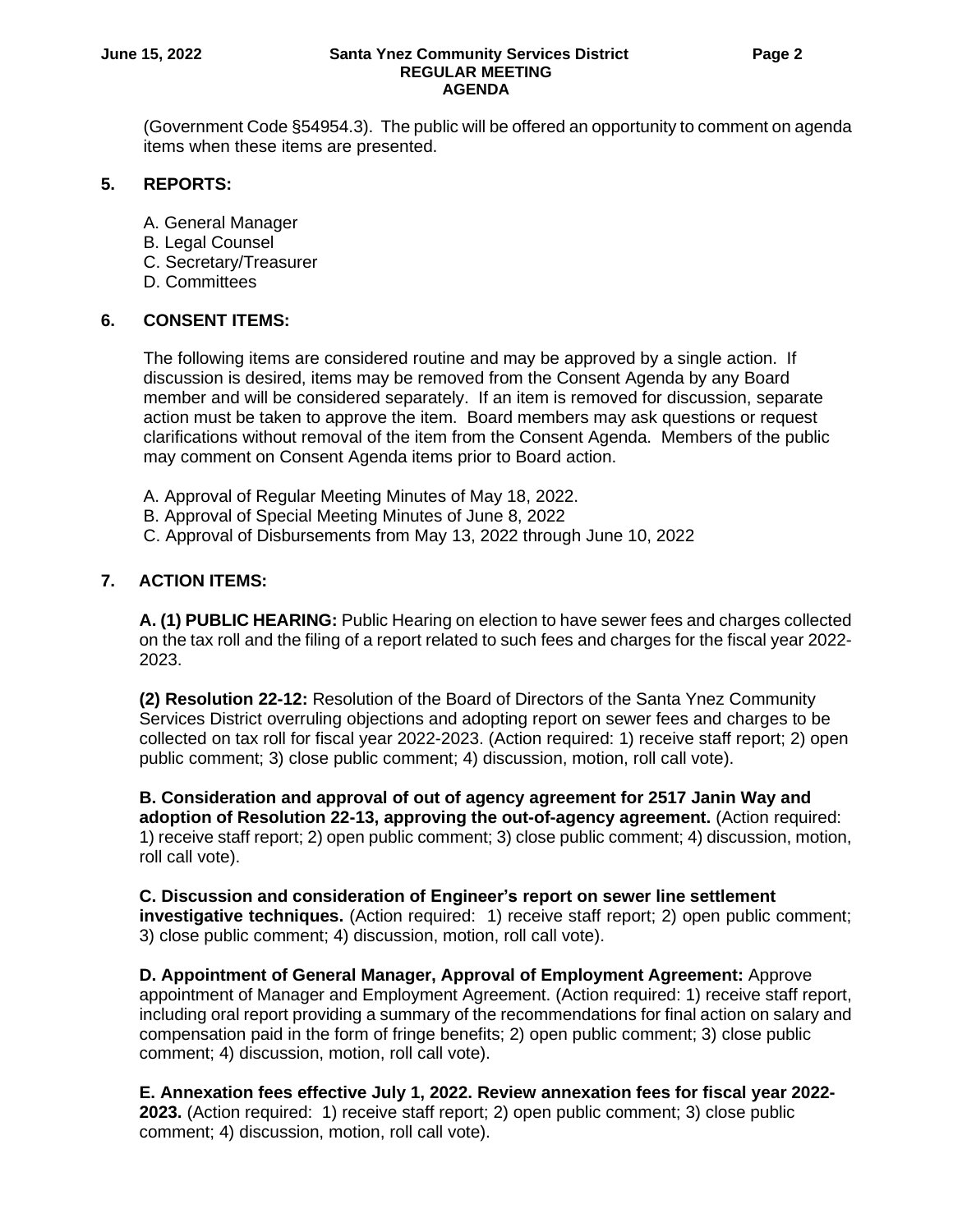(Government Code §54954.3). The public will be offered an opportunity to comment on agenda items when these items are presented.

## 5. REPORTS:

A. General Manager
B. Legal Counsel
C. Secretary/Treasurer
D. Committees

## 6. CONSENT ITEMS:

The following items are considered routine and may be approved by a single action. If discussion is desired, items may be removed from the Consent Agenda by any Board member and will be considered separately. If an item is removed for discussion, separate action must be taken to approve the item. Board members may ask questions or request clarifications without removal of the item from the Consent Agenda. Members of the public may comment on Consent Agenda items prior to Board action.

A. Approval of Regular Meeting Minutes of May 18, 2022.
B. Approval of Special Meeting Minutes of June 8, 2022
C. Approval of Disbursements from May 13, 2022 through June 10, 2022

## 7. ACTION ITEMS:

**A. (1) PUBLIC HEARING:** Public Hearing on election to have sewer fees and charges collected on the tax roll and the filing of a report related to such fees and charges for the fiscal year 2022-2023.

**(2) Resolution 22-12:** Resolution of the Board of Directors of the Santa Ynez Community Services District overruling objections and adopting report on sewer fees and charges to be collected on tax roll for fiscal year 2022-2023. (Action required: 1) receive staff report; 2) open public comment; 3) close public comment; 4) discussion, motion, roll call vote).

**B. Consideration and approval of out of agency agreement for 2517 Janin Way and adoption of Resolution 22-13, approving the out-of-agency agreement.** (Action required: 1) receive staff report; 2) open public comment; 3) close public comment; 4) discussion, motion, roll call vote).

**C. Discussion and consideration of Engineer's report on sewer line settlement investigative techniques.** (Action required: 1) receive staff report; 2) open public comment; 3) close public comment; 4) discussion, motion, roll call vote).

**D. Appointment of General Manager, Approval of Employment Agreement:** Approve appointment of Manager and Employment Agreement. (Action required: 1) receive staff report, including oral report providing a summary of the recommendations for final action on salary and compensation paid in the form of fringe benefits; 2) open public comment; 3) close public comment; 4) discussion, motion, roll call vote).

**E. Annexation fees effective July 1, 2022. Review annexation fees for fiscal year 2022-2023.** (Action required: 1) receive staff report; 2) open public comment; 3) close public comment; 4) discussion, motion, roll call vote).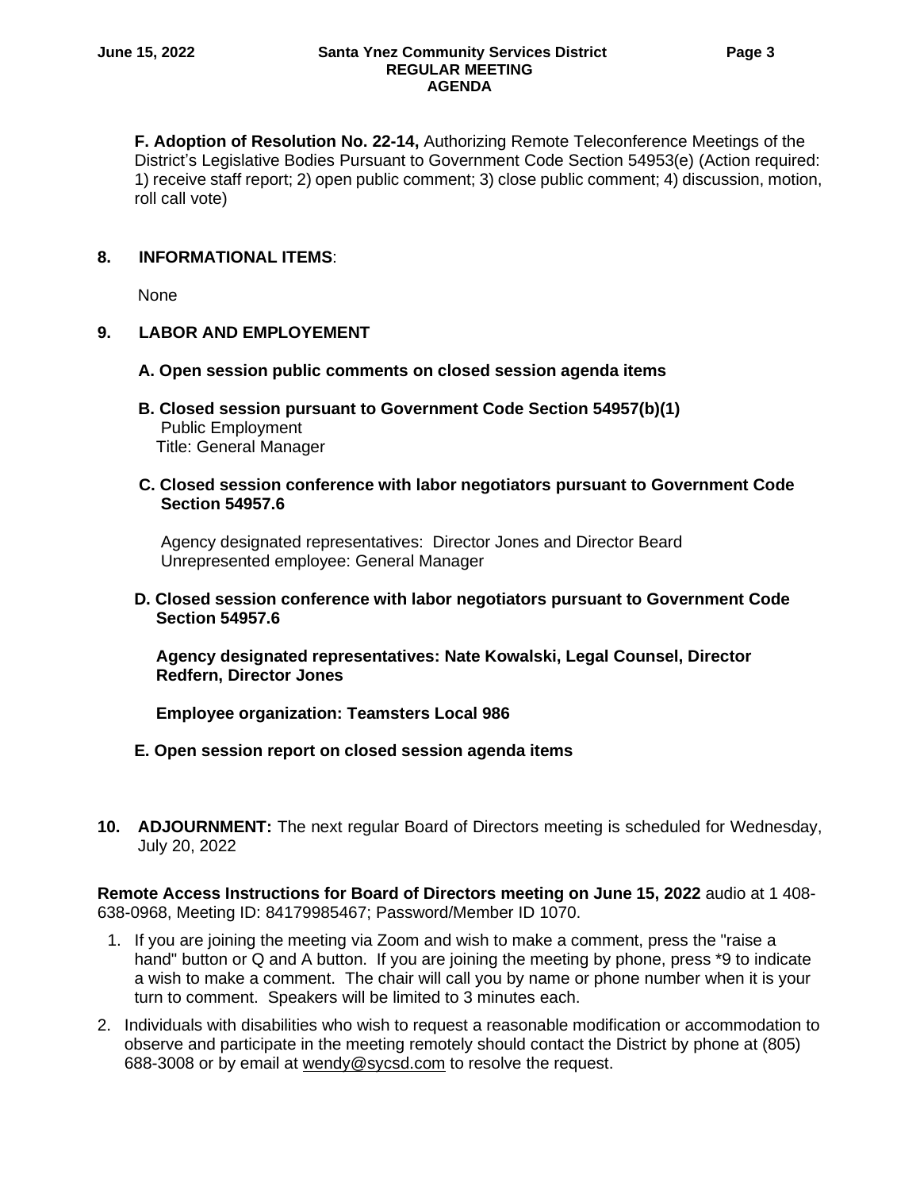**F. Adoption of Resolution No. 22-14,** Authorizing Remote Teleconference Meetings of the District's Legislative Bodies Pursuant to Government Code Section 54953(e) (Action required: 1) receive staff report; 2) open public comment; 3) close public comment; 4) discussion, motion, roll call vote)

## 8. INFORMATIONAL ITEMS:

None

## 9. LABOR AND EMPLOYEMENT

**A. Open session public comments on closed session agenda items**

**B. Closed session pursuant to Government Code Section 54957(b)(1)**
Public Employment
Title: General Manager

**C. Closed session conference with labor negotiators pursuant to Government Code Section 54957.6**

Agency designated representatives: Director Jones and Director Beard
Unrepresented employee: General Manager

**D. Closed session conference with labor negotiators pursuant to Government Code Section 54957.6**

**Agency designated representatives: Nate Kowalski, Legal Counsel, Director Redfern, Director Jones**

**Employee organization: Teamsters Local 986**

**E. Open session report on closed session agenda items**

**10. ADJOURNMENT:** The next regular Board of Directors meeting is scheduled for Wednesday, July 20, 2022

**Remote Access Instructions for Board of Directors meeting on June 15, 2022** audio at 1 408-638-0968, Meeting ID: 84179985467; Password/Member ID 1070.

1. If you are joining the meeting via Zoom and wish to make a comment, press the "raise a hand" button or Q and A button. If you are joining the meeting by phone, press *9 to indicate a wish to make a comment. The chair will call you by name or phone number when it is your turn to comment. Speakers will be limited to 3 minutes each.
2. Individuals with disabilities who wish to request a reasonable modification or accommodation to observe and participate in the meeting remotely should contact the District by phone at (805) 688-3008 or by email at wendy@sycsd.com to resolve the request.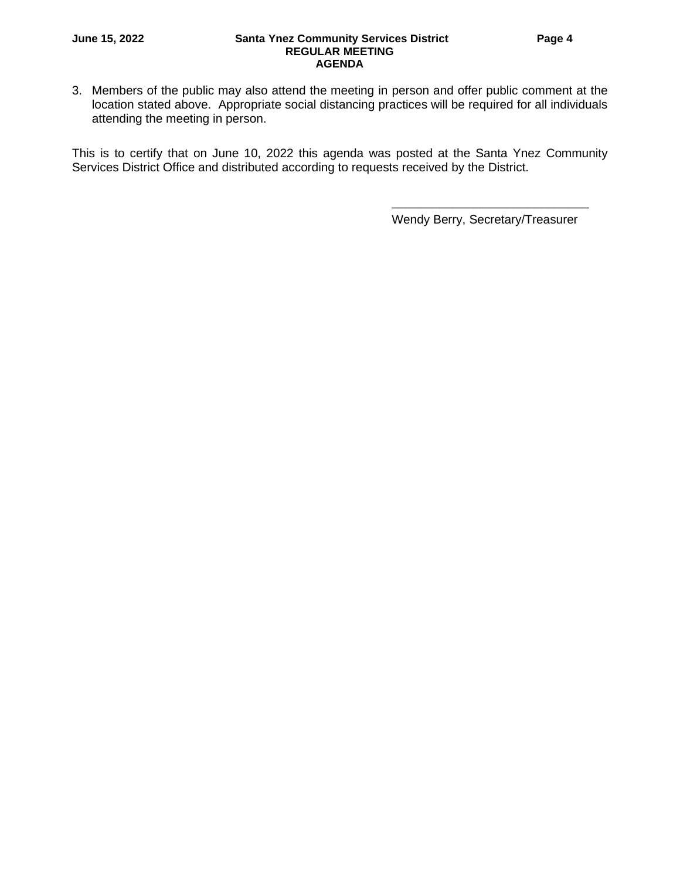3. Members of the public may also attend the meeting in person and offer public comment at the location stated above. Appropriate social distancing practices will be required for all individuals attending the meeting in person.

This is to certify that on June 10, 2022 this agenda was posted at the Santa Ynez Community Services District Office and distributed according to requests received by the District.

\_\_\_\_\_\_\_\_\_\_\_\_\_\_\_\_\_\_\_\_\_\_\_\_\_\_\_\_\_\_

Wendy Berry, Secretary/Treasurer